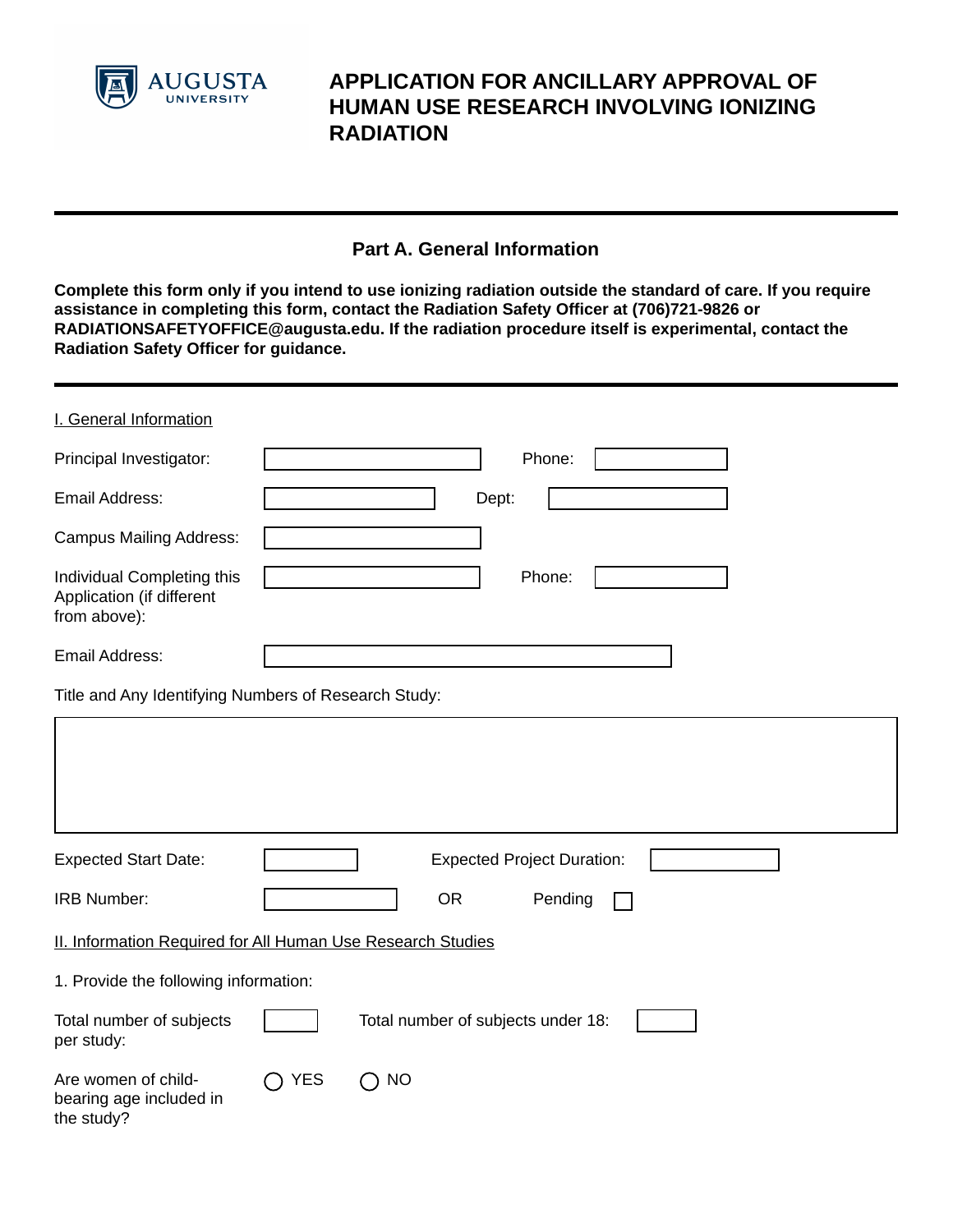# APPLICATION FOR ANCILLARY APPROVAL OF HUMAN USE RESEARCH INVOLVING IONIZING RADIATION

## Part A. General Information

**Complete this form only if you intend to use ionizing radiation outside the standard of care. If you require assistance in completing this form, contact the Radiation Safety Officer at (706)721-9826 or RADIATIONSAFETYOFFICE@augusta.edu. If the radiation procedure itself is experimental, contact the Radiation Safety Officer for guidance.**

I. General Information

Principal Investigator: ____________ Phone: ____________

Email Address: ____________ Dept: ____________

Campus Mailing Address: ____________

Individual Completing this Application (if different from above): ____________ Phone: ____________

Email Address: ____________

Title and Any Identifying Numbers of Research Study:

____________

Expected Start Date: ____________ Expected Project Duration: ____________

IRB Number: ____________ OR Pending ☐

II. Information Required for All Human Use Research Studies

1. Provide the following information:

Total number of subjects per study: ______ Total number of subjects under 18: ______

Are women of child-bearing age included in the study? ○ YES ○ NO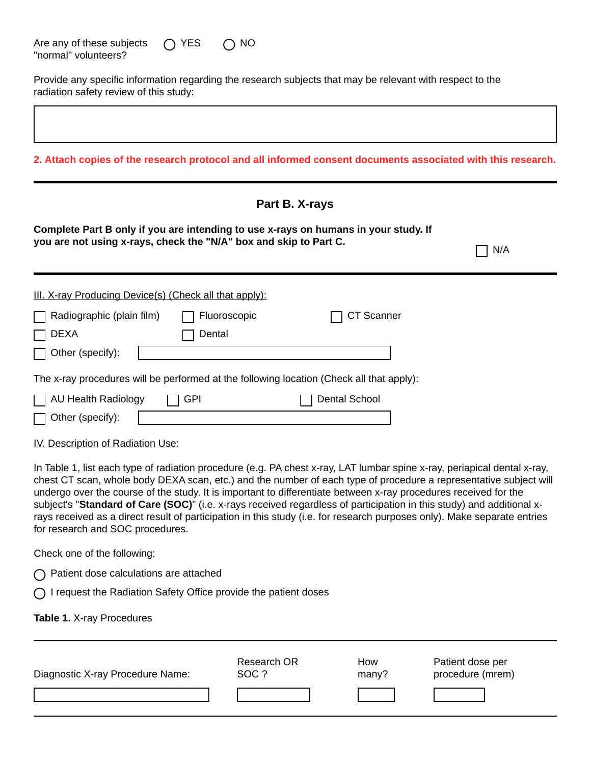Are any of these subjects "normal" volunteers? ○ YES ○ NO

Provide any specific information regarding the research subjects that may be relevant with respect to the radiation safety review of this study:

|  |
|---|
|  |

**2. Attach copies of the research protocol and all informed consent documents associated with this research.**

---

## Part B. X-rays

**Complete Part B only if you are intending to use x-rays on humans in your study. If you are not using x-rays, check the "N/A" box and skip to Part C.**

☐ N/A

---

III. X-ray Producing Device(s) (Check all that apply):

☐ Radiographic (plain film) ☐ Fluoroscopic ☐ CT Scanner

☐ DEXA ☐ Dental

☐ Other (specify): \_\_\_\_\_\_\_\_\_\_

The x-ray procedures will be performed at the following location (Check all that apply):

☐ AU Health Radiology ☐ GPI ☐ Dental School

☐ Other (specify): \_\_\_\_\_\_\_\_\_\_

IV. Description of Radiation Use:

In Table 1, list each type of radiation procedure (e.g. PA chest x-ray, LAT lumbar spine x-ray, periapical dental x-ray, chest CT scan, whole body DEXA scan, etc.) and the number of each type of procedure a representative subject will undergo over the course of the study. It is important to differentiate between x-ray procedures received for the subject's "**Standard of Care (SOC)**" (i.e. x-rays received regardless of participation in this study) and additional x-rays received as a direct result of participation in this study (i.e. for research purposes only). Make separate entries for research and SOC procedures.

Check one of the following:

○ Patient dose calculations are attached

○ I request the Radiation Safety Office provide the patient doses

**Table 1.** X-ray Procedures

| Diagnostic X-ray Procedure Name: | Research OR SOC ? | How many? | Patient dose per procedure (mrem) |
|---|---|---|---|
|  |  |  |  |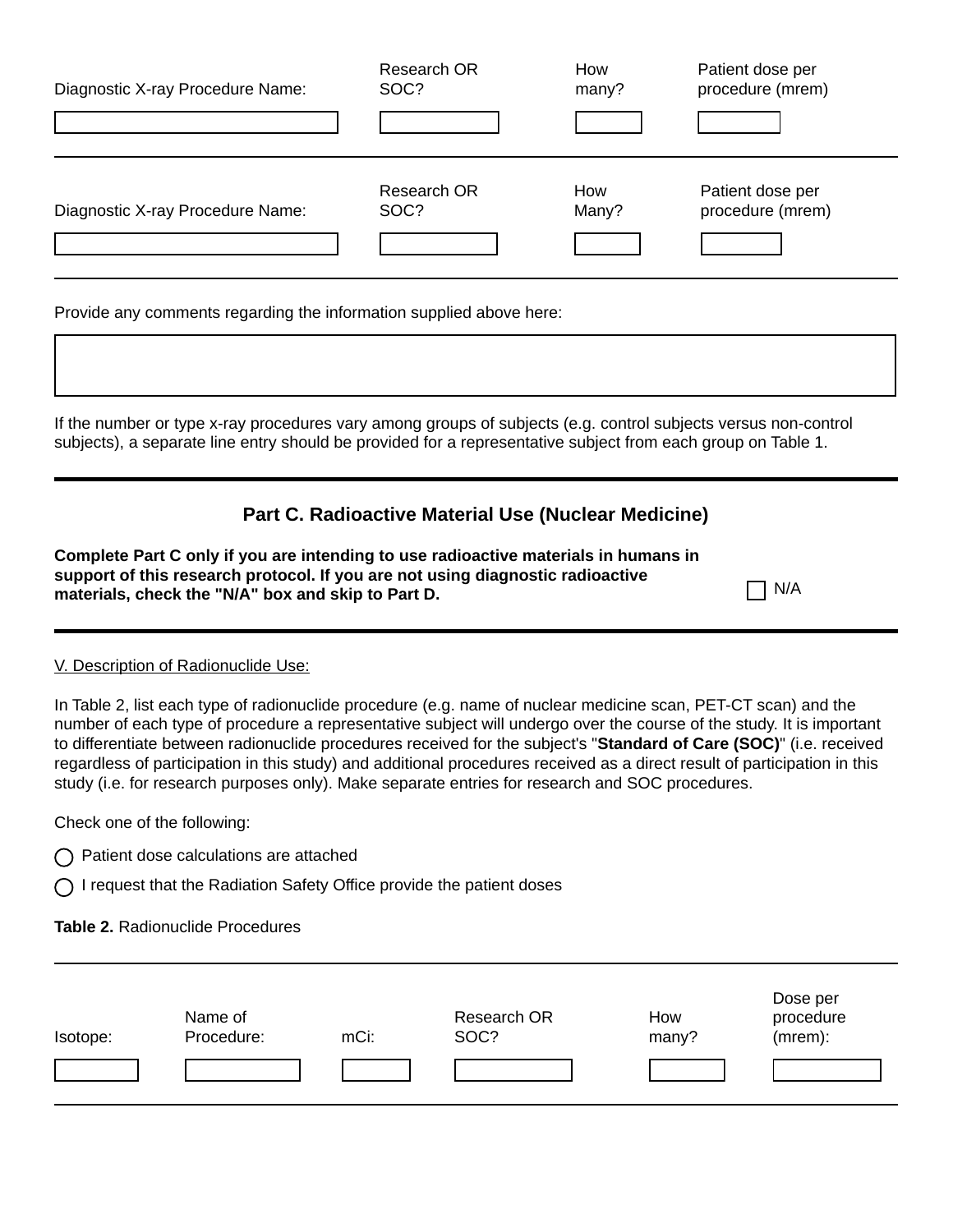| Diagnostic X-ray Procedure Name: | Research OR SOC? | How many? | Patient dose per procedure (mrem) |
| --- | --- | --- | --- |
| | | | |

| Diagnostic X-ray Procedure Name: | Research OR SOC? | How Many? | Patient dose per procedure (mrem) |
| --- | --- | --- | --- |
| | | | |

Provide any comments regarding the information supplied above here:

If the number or type x-ray procedures vary among groups of subjects (e.g. control subjects versus non-control subjects), a separate line entry should be provided for a representative subject from each group on Table 1.

## Part C. Radioactive Material Use (Nuclear Medicine)

**Complete Part C only if you are intending to use radioactive materials in humans in support of this research protocol. If you are not using diagnostic radioactive materials, check the "N/A" box and skip to Part D.**

☐ N/A

V. Description of Radionuclide Use:

In Table 2, list each type of radionuclide procedure (e.g. name of nuclear medicine scan, PET-CT scan) and the number of each type of procedure a representative subject will undergo over the course of the study. It is important to differentiate between radionuclide procedures received for the subject's "**Standard of Care (SOC)**" (i.e. received regardless of participation in this study) and additional procedures received as a direct result of participation in this study (i.e. for research purposes only). Make separate entries for research and SOC procedures.

Check one of the following:

- ◯ Patient dose calculations are attached
- ◯ I request that the Radiation Safety Office provide the patient doses

**Table 2.** Radionuclide Procedures

| Isotope: | Name of Procedure: | mCi: | Research OR SOC? | How many? | Dose per procedure (mrem): |
| --- | --- | --- | --- | --- | --- |
| | | | | | |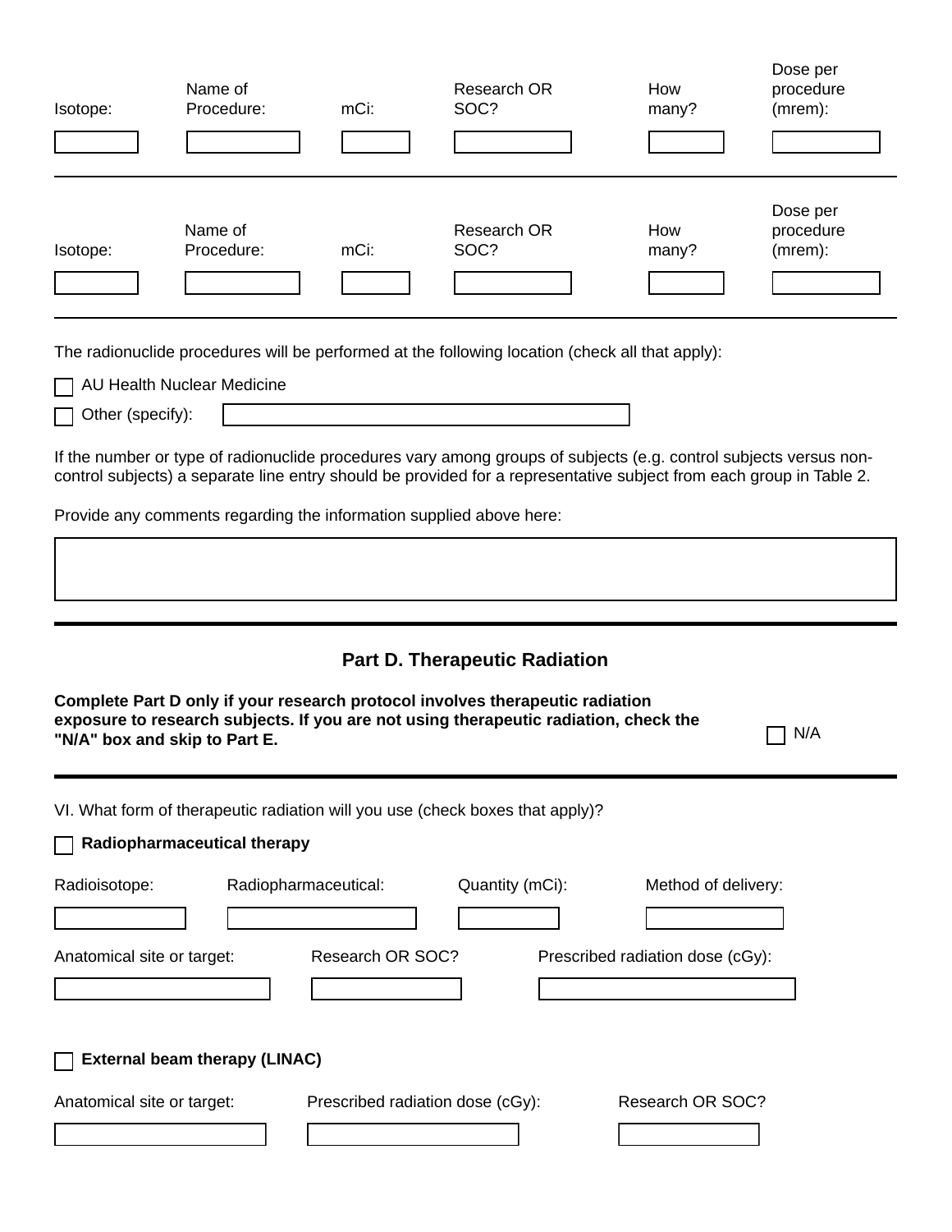| Isotope: | Name of Procedure: | mCi: | Research OR SOC? | How many? | Dose per procedure (mrem): |
| --- | --- | --- | --- | --- | --- |
| | | | | | |

| Isotope: | Name of Procedure: | mCi: | Research OR SOC? | How many? | Dose per procedure (mrem): |
| --- | --- | --- | --- | --- | --- |
| | | | | | |

The radionuclide procedures will be performed at the following location (check all that apply):

- ☐ AU Health Nuclear Medicine
- ☐ Other (specify):

If the number or type of radionuclide procedures vary among groups of subjects (e.g. control subjects versus non-control subjects) a separate line entry should be provided for a representative subject from each group in Table 2.

Provide any comments regarding the information supplied above here:

## Part D. Therapeutic Radiation

**Complete Part D only if your research protocol involves therapeutic radiation exposure to research subjects. If you are not using therapeutic radiation, check the "N/A" box and skip to Part E.**

☐ N/A

VI. What form of therapeutic radiation will you use (check boxes that apply)?

☐ **Radiopharmaceutical therapy**

| Radioisotope: | Radiopharmaceutical: | Quantity (mCi): | Method of delivery: |
| --- | --- | --- | --- |
| | | | |

| Anatomical site or target: | Research OR SOC? | Prescribed radiation dose (cGy): |
| --- | --- | --- |
| | | |

☐ **External beam therapy (LINAC)**

| Anatomical site or target: | Prescribed radiation dose (cGy): | Research OR SOC? |
| --- | --- | --- |
| | | |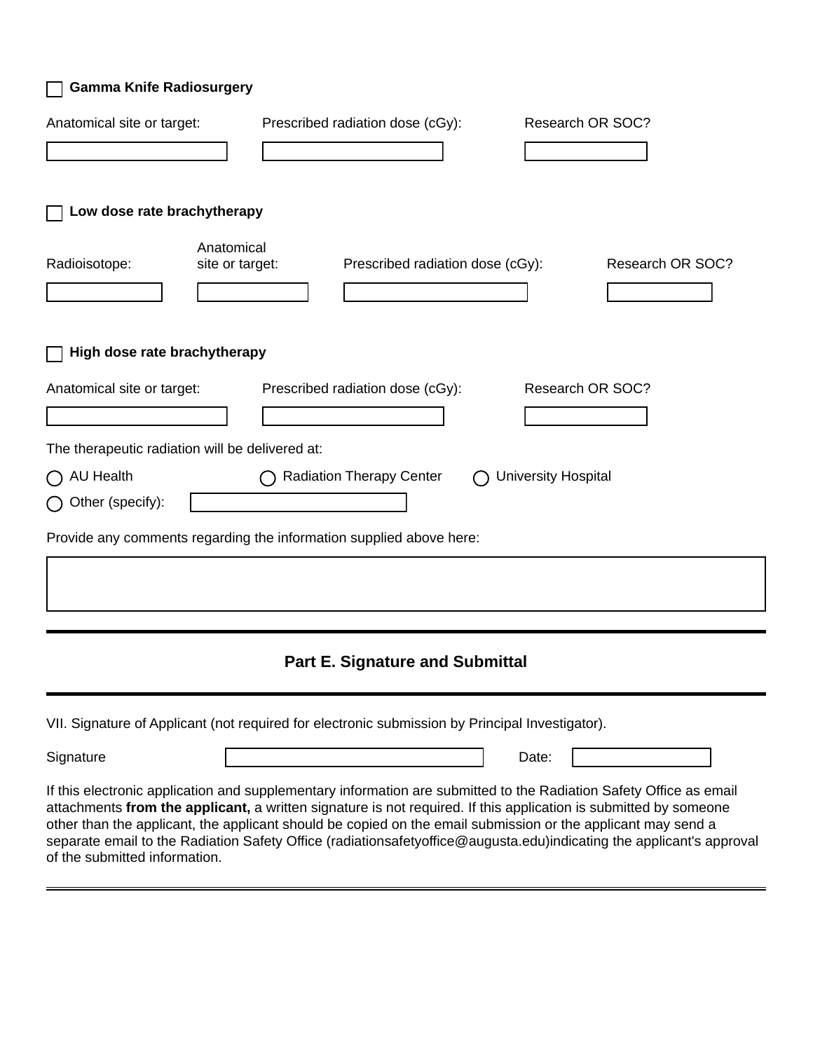☐ **Gamma Knife Radiosurgery**

Anatomical site or target: ______ Prescribed radiation dose (cGy): ______ Research OR SOC? ______

☐ **Low dose rate brachytherapy**

Radioisotope: ______ Anatomical site or target: ______ Prescribed radiation dose (cGy): ______ Research OR SOC? ______

☐ **High dose rate brachytherapy**

Anatomical site or target: ______ Prescribed radiation dose (cGy): ______ Research OR SOC? ______

The therapeutic radiation will be delivered at:

○ AU Health ○ Radiation Therapy Center ○ University Hospital

○ Other (specify): ______

Provide any comments regarding the information supplied above here:

______

## Part E. Signature and Submittal

VII. Signature of Applicant (not required for electronic submission by Principal Investigator).

Signature ______ Date: ______

If this electronic application and supplementary information are submitted to the Radiation Safety Office as email attachments **from the applicant,** a written signature is not required. If this application is submitted by someone other than the applicant, the applicant should be copied on the email submission or the applicant may send a separate email to the Radiation Safety Office (radiationsafetyoffice@augusta.edu)indicating the applicant's approval of the submitted information.